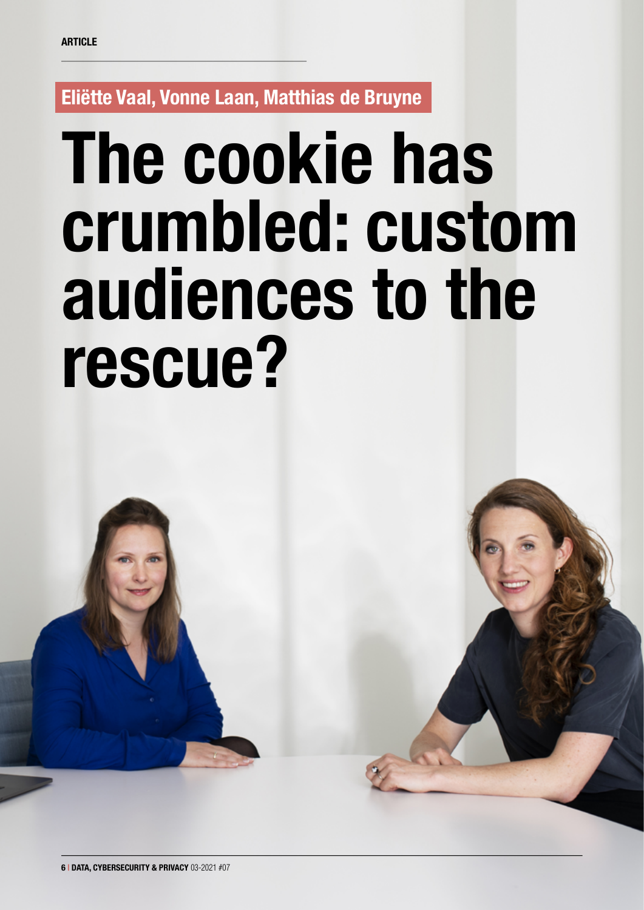ARTICLE

Eliëtte Vaal, Vonne Laan, Matthias de Bruyne

# The cookie has crumbled: custom audiences to the rescue?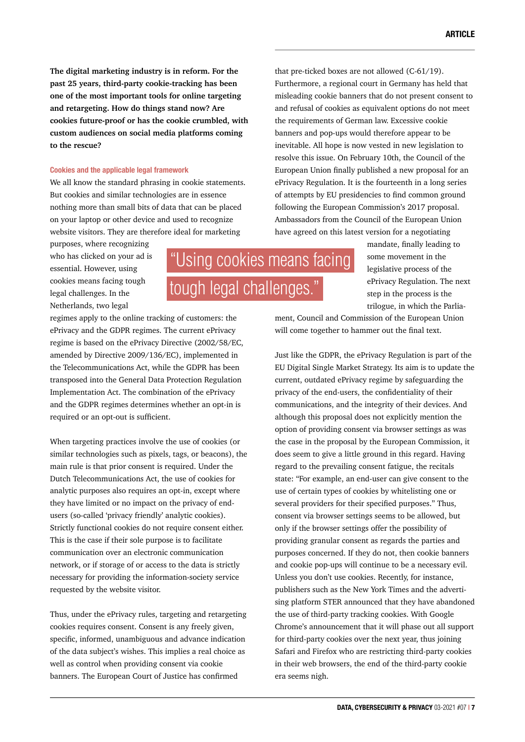**The digital marketing industry is in reform. For the past 25 years, third-party cookie-tracking has been one of the most important tools for online targeting and retargeting. How do things stand now? Are cookies future-proof or has the cookie crumbled, with custom audiences on social media platforms coming to the rescue?**

## Cookies and the applicable legal framework

We all know the standard phrasing in cookie statements. But cookies and similar technologies are in essence nothing more than small bits of data that can be placed on your laptop or other device and used to recognize website visitors. They are therefore ideal for marketing purposes, where recognizing who has clicked on your ad is essential. However, using cookies means facing tough legal challenges. In the Netherlands, two legal regimes apply to the online tracking of customers: the ePrivacy and the GDPR regimes. The current ePrivacy regime is based on the ePrivacy Directive (2002/58/EC, amended by Directive 2009/136/EC), implemented in the Telecommunications Act, while the GDPR has been transposed into the General Data Protection Regulation Implementation Act. The combination of the ePrivacy and the GDPR regimes determines whether an opt-in is required or an opt-out is sufficient.

> "Using cookies means facing tough legal challenges."

When targeting practices involve the use of cookies (or similar technologies such as pixels, tags, or beacons), the main rule is that prior consent is required. Under the Dutch Telecommunications Act, the use of cookies for analytic purposes also requires an opt-in, except where they have limited or no impact on the privacy of end-users (so-called 'privacy friendly' analytic cookies). Strictly functional cookies do not require consent either. This is the case if their sole purpose is to facilitate communication over an electronic communication network, or if storage of or access to the data is strictly necessary for providing the information-society service requested by the website visitor.

Thus, under the ePrivacy rules, targeting and retargeting cookies requires consent. Consent is any freely given, specific, informed, unambiguous and advance indication of the data subject's wishes. This implies a real choice as well as control when providing consent via cookie banners. The European Court of Justice has confirmed that pre-ticked boxes are not allowed (C-61/19). Furthermore, a regional court in Germany has held that misleading cookie banners that do not present consent to and refusal of cookies as equivalent options do not meet the requirements of German law. Excessive cookie banners and pop-ups would therefore appear to be inevitable. All hope is now vested in new legislation to resolve this issue. On February 10th, the Council of the European Union finally published a new proposal for an ePrivacy Regulation. It is the fourteenth in a long series of attempts by EU presidencies to find common ground following the European Commission's 2017 proposal. Ambassadors from the Council of the European Union have agreed on this latest version for a negotiating mandate, finally leading to some movement in the legislative process of the ePrivacy Regulation. The next step in the process is the trilogue, in which the Parliament, Council and Commission of the European Union will come together to hammer out the final text.

Just like the GDPR, the ePrivacy Regulation is part of the EU Digital Single Market Strategy. Its aim is to update the current, outdated ePrivacy regime by safeguarding the privacy of the end-users, the confidentiality of their communications, and the integrity of their devices. And although this proposal does not explicitly mention the option of providing consent via browser settings as was the case in the proposal by the European Commission, it does seem to give a little ground in this regard. Having regard to the prevailing consent fatigue, the recitals state: "For example, an end-user can give consent to the use of certain types of cookies by whitelisting one or several providers for their specified purposes." Thus, consent via browser settings seems to be allowed, but only if the browser settings offer the possibility of providing granular consent as regards the parties and purposes concerned. If they do not, then cookie banners and cookie pop-ups will continue to be a necessary evil. Unless you don't use cookies. Recently, for instance, publishers such as the New York Times and the advertising platform STER announced that they have abandoned the use of third-party tracking cookies. With Google Chrome's announcement that it will phase out all support for third-party cookies over the next year, thus joining Safari and Firefox who are restricting third-party cookies in their web browsers, the end of the third-party cookie era seems nigh.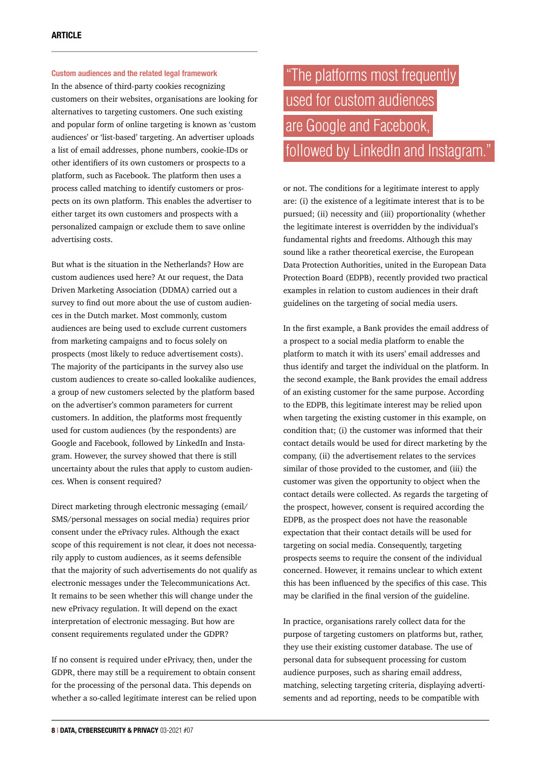### Custom audiences and the related legal framework

In the absence of third-party cookies recognizing customers on their websites, organisations are looking for alternatives to targeting customers. One such existing and popular form of online targeting is known as 'custom audiences' or 'list-based' targeting. An advertiser uploads a list of email addresses, phone numbers, cookie-IDs or other identifiers of its own customers or prospects to a platform, such as Facebook. The platform then uses a process called matching to identify customers or prospects on its own platform. This enables the advertiser to either target its own customers and prospects with a personalized campaign or exclude them to save online advertising costs.

But what is the situation in the Netherlands? How are custom audiences used here? At our request, the Data Driven Marketing Association (DDMA) carried out a survey to find out more about the use of custom audiences in the Dutch market. Most commonly, custom audiences are being used to exclude current customers from marketing campaigns and to focus solely on prospects (most likely to reduce advertisement costs). The majority of the participants in the survey also use custom audiences to create so-called lookalike audiences, a group of new customers selected by the platform based on the advertiser's common parameters for current customers. In addition, the platforms most frequently used for custom audiences (by the respondents) are Google and Facebook, followed by LinkedIn and Instagram. However, the survey showed that there is still uncertainty about the rules that apply to custom audiences. When is consent required?

> "The platforms most frequently used for custom audiences are Google and Facebook, followed by LinkedIn and Instagram."

Direct marketing through electronic messaging (email/SMS/personal messages on social media) requires prior consent under the ePrivacy rules. Although the exact scope of this requirement is not clear, it does not necessarily apply to custom audiences, as it seems defensible that the majority of such advertisements do not qualify as electronic messages under the Telecommunications Act. It remains to be seen whether this will change under the new ePrivacy regulation. It will depend on the exact interpretation of electronic messaging. But how are consent requirements regulated under the GDPR?

If no consent is required under ePrivacy, then, under the GDPR, there may still be a requirement to obtain consent for the processing of the personal data. This depends on whether a so-called legitimate interest can be relied upon or not. The conditions for a legitimate interest to apply are: (i) the existence of a legitimate interest that is to be pursued; (ii) necessity and (iii) proportionality (whether the legitimate interest is overridden by the individual's fundamental rights and freedoms. Although this may sound like a rather theoretical exercise, the European Data Protection Authorities, united in the European Data Protection Board (EDPB), recently provided two practical examples in relation to custom audiences in their draft guidelines on the targeting of social media users.

In the first example, a Bank provides the email address of a prospect to a social media platform to enable the platform to match it with its users' email addresses and thus identify and target the individual on the platform. In the second example, the Bank provides the email address of an existing customer for the same purpose. According to the EDPB, this legitimate interest may be relied upon when targeting the existing customer in this example, on condition that; (i) the customer was informed that their contact details would be used for direct marketing by the company, (ii) the advertisement relates to the services similar of those provided to the customer, and (iii) the customer was given the opportunity to object when the contact details were collected. As regards the targeting of the prospect, however, consent is required according the EDPB, as the prospect does not have the reasonable expectation that their contact details will be used for targeting on social media. Consequently, targeting prospects seems to require the consent of the individual concerned. However, it remains unclear to which extent this has been influenced by the specifics of this case. This may be clarified in the final version of the guideline.

In practice, organisations rarely collect data for the purpose of targeting customers on platforms but, rather, they use their existing customer database. The use of personal data for subsequent processing for custom audience purposes, such as sharing email address, matching, selecting targeting criteria, displaying advertisements and ad reporting, needs to be compatible with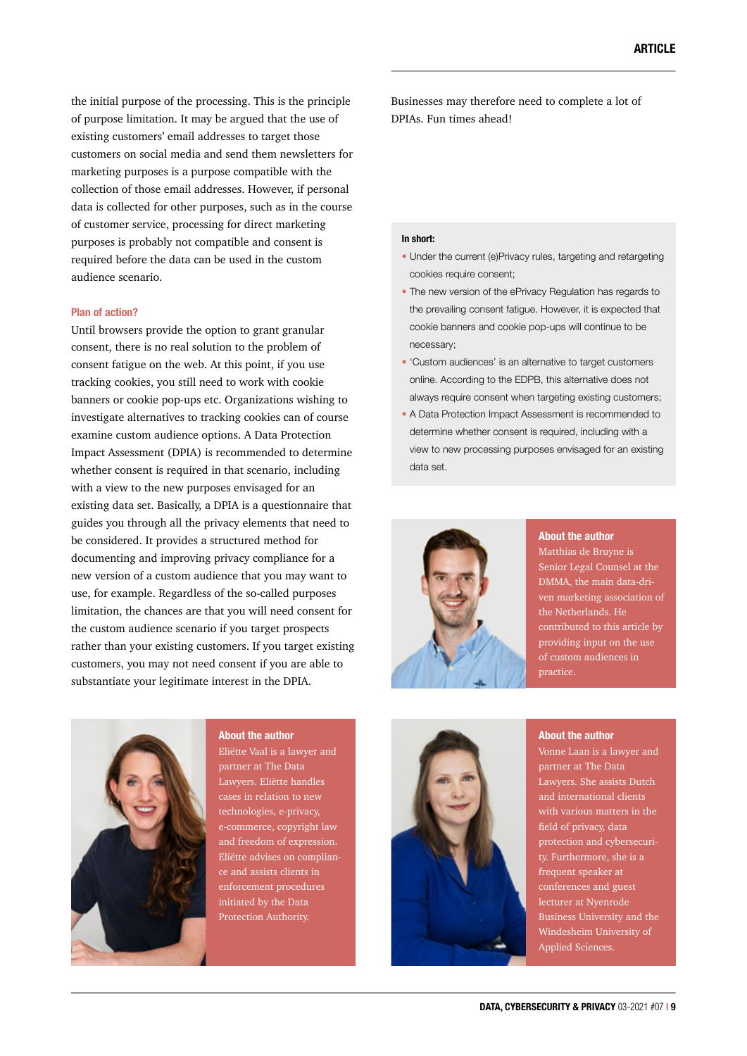the initial purpose of the processing. This is the principle of purpose limitation. It may be argued that the use of existing customers' email addresses to target those customers on social media and send them newsletters for marketing purposes is a purpose compatible with the collection of those email addresses. However, if personal data is collected for other purposes, such as in the course of customer service, processing for direct marketing purposes is probably not compatible and consent is required before the data can be used in the custom audience scenario.

### Plan of action?

Until browsers provide the option to grant granular consent, there is no real solution to the problem of consent fatigue on the web. At this point, if you use tracking cookies, you still need to work with cookie banners or cookie pop-ups etc. Organizations wishing to investigate alternatives to tracking cookies can of course examine custom audience options. A Data Protection Impact Assessment (DPIA) is recommended to determine whether consent is required in that scenario, including with a view to the new purposes envisaged for an existing data set. Basically, a DPIA is a questionnaire that guides you through all the privacy elements that need to be considered. It provides a structured method for documenting and improving privacy compliance for a new version of a custom audience that you may want to use, for example. Regardless of the so-called purposes limitation, the chances are that you will need consent for the custom audience scenario if you target prospects rather than your existing customers. If you target existing customers, you may not need consent if you are able to substantiate your legitimate interest in the DPIA.

Businesses may therefore need to complete a lot of DPIAs. Fun times ahead!

**In short:**

- Under the current (e)Privacy rules, targeting and retargeting cookies require consent;
- The new version of the ePrivacy Regulation has regards to the prevailing consent fatigue. However, it is expected that cookie banners and cookie pop-ups will continue to be necessary;
- 'Custom audiences' is an alternative to target customers online. According to the EDPB, this alternative does not always require consent when targeting existing customers;
- A Data Protection Impact Assessment is recommended to determine whether consent is required, including with a view to new processing purposes envisaged for an existing data set.

**About the author**

Matthias de Bruyne is Senior Legal Counsel at the DMMA, the main data-driven marketing association of the Netherlands. He contributed to this article by providing input on the use of custom audiences in practice.

**About the author**

Eliëtte Vaal is a lawyer and partner at The Data Lawyers. Eliëtte handles cases in relation to new technologies, e-privacy, e-commerce, copyright law and freedom of expression. Eliëtte advises on compliance and assists clients in enforcement procedures initiated by the Data Protection Authority.

**About the author**

Vonne Laan is a lawyer and partner at The Data Lawyers. She assists Dutch and international clients with various matters in the field of privacy, data protection and cybersecurity. Furthermore, she is a frequent speaker at conferences and guest lecturer at Nyenrode Business University and the Windesheim University of Applied Sciences.